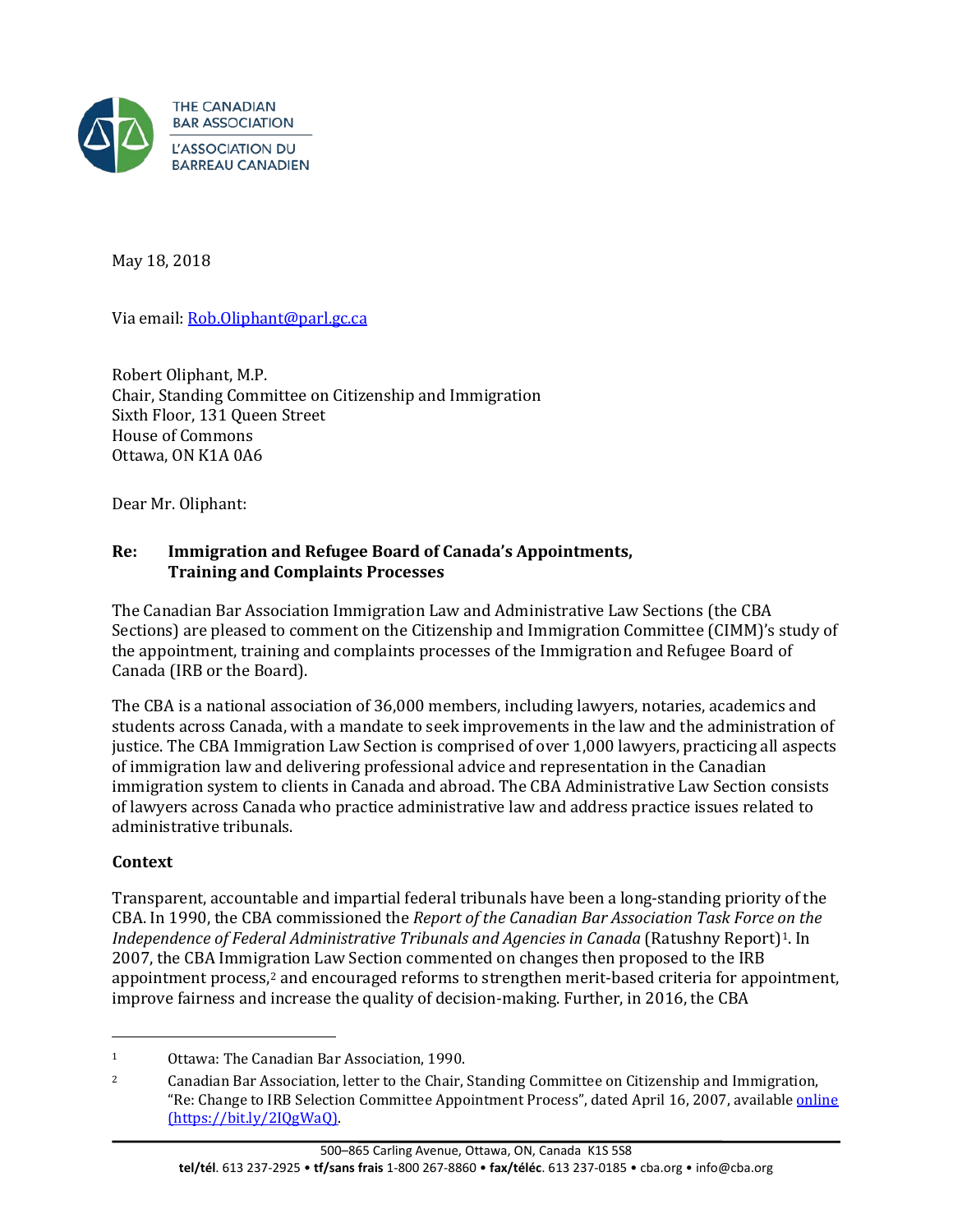THE CANADIAN BAR ASSOCIATION
L'ASSOCIATION DU BARREAU CANADIEN

May 18, 2018

Via email: Rob.Oliphant@parl.gc.ca

Robert Oliphant, M.P.
Chair, Standing Committee on Citizenship and Immigration
Sixth Floor, 131 Queen Street
House of Commons
Ottawa, ON K1A 0A6

Dear Mr. Oliphant:

**Re: Immigration and Refugee Board of Canada's Appointments, Training and Complaints Processes**

The Canadian Bar Association Immigration Law and Administrative Law Sections (the CBA Sections) are pleased to comment on the Citizenship and Immigration Committee (CIMM)'s study of the appointment, training and complaints processes of the Immigration and Refugee Board of Canada (IRB or the Board).

The CBA is a national association of 36,000 members, including lawyers, notaries, academics and students across Canada, with a mandate to seek improvements in the law and the administration of justice. The CBA Immigration Law Section is comprised of over 1,000 lawyers, practicing all aspects of immigration law and delivering professional advice and representation in the Canadian immigration system to clients in Canada and abroad. The CBA Administrative Law Section consists of lawyers across Canada who practice administrative law and address practice issues related to administrative tribunals.

**Context**

Transparent, accountable and impartial federal tribunals have been a long-standing priority of the CBA. In 1990, the CBA commissioned the *Report of the Canadian Bar Association Task Force on the Independence of Federal Administrative Tribunals and Agencies in Canada* (Ratushny Report)[1]. In 2007, the CBA Immigration Law Section commented on changes then proposed to the IRB appointment process,[2] and encouraged reforms to strengthen merit-based criteria for appointment, improve fairness and increase the quality of decision-making. Further, in 2016, the CBA

[1] Ottawa: The Canadian Bar Association, 1990.

[2] Canadian Bar Association, letter to the Chair, Standing Committee on Citizenship and Immigration, "Re: Change to IRB Selection Committee Appointment Process", dated April 16, 2007, available online (https://bit.ly/2IQgWaQ).

500–865 Carling Avenue, Ottawa, ON, Canada K1S 5S8
**tel/tél**. 613 237-2925 • **tf/sans frais** 1-800 267-8860 • **fax/téléc**. 613 237-0185 • cba.org • info@cba.org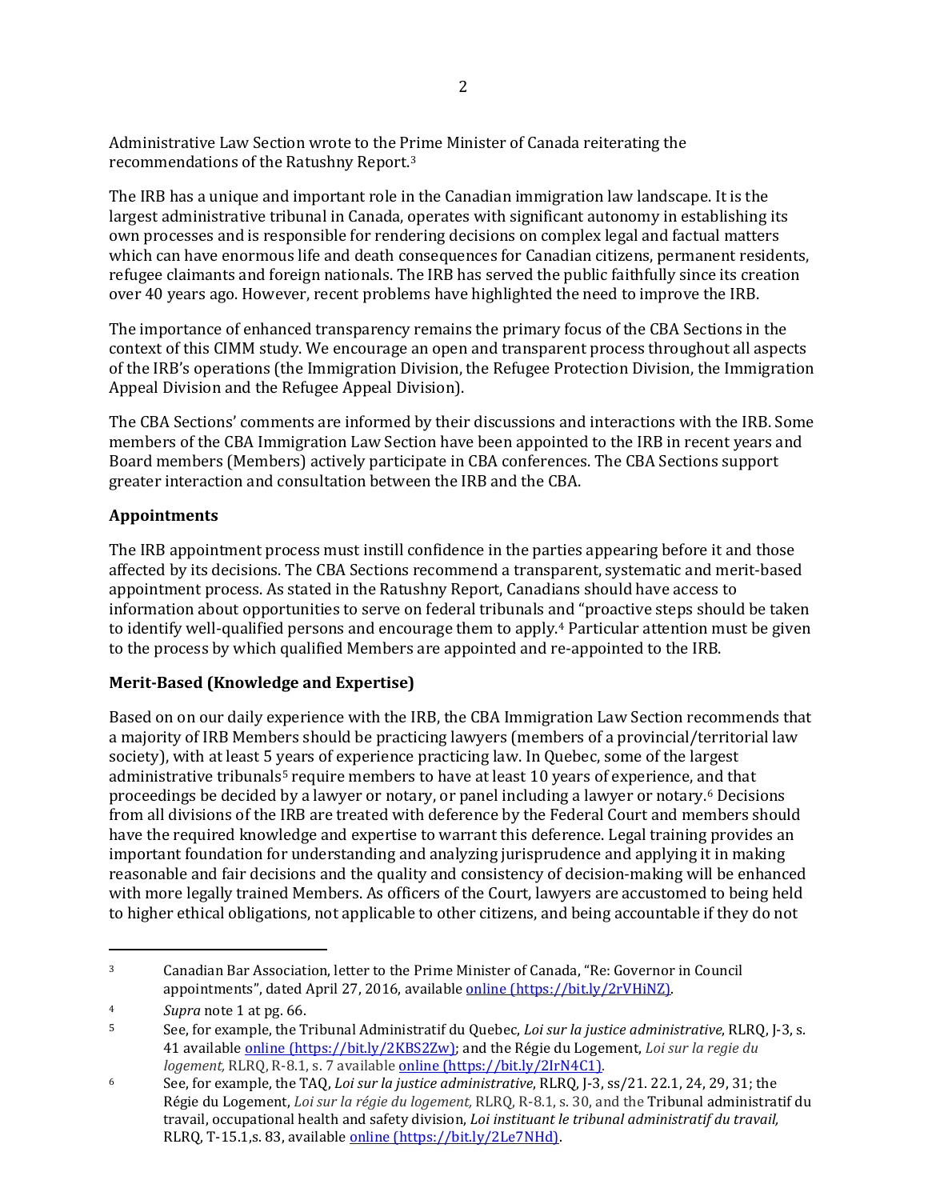Administrative Law Section wrote to the Prime Minister of Canada reiterating the recommendations of the Ratushny Report.[3]

The IRB has a unique and important role in the Canadian immigration law landscape. It is the largest administrative tribunal in Canada, operates with significant autonomy in establishing its own processes and is responsible for rendering decisions on complex legal and factual matters which can have enormous life and death consequences for Canadian citizens, permanent residents, refugee claimants and foreign nationals. The IRB has served the public faithfully since its creation over 40 years ago. However, recent problems have highlighted the need to improve the IRB.

The importance of enhanced transparency remains the primary focus of the CBA Sections in the context of this CIMM study. We encourage an open and transparent process throughout all aspects of the IRB's operations (the Immigration Division, the Refugee Protection Division, the Immigration Appeal Division and the Refugee Appeal Division).

The CBA Sections' comments are informed by their discussions and interactions with the IRB. Some members of the CBA Immigration Law Section have been appointed to the IRB in recent years and Board members (Members) actively participate in CBA conferences. The CBA Sections support greater interaction and consultation between the IRB and the CBA.

## Appointments

The IRB appointment process must instill confidence in the parties appearing before it and those affected by its decisions. The CBA Sections recommend a transparent, systematic and merit-based appointment process. As stated in the Ratushny Report, Canadians should have access to information about opportunities to serve on federal tribunals and "proactive steps should be taken to identify well-qualified persons and encourage them to apply.[4] Particular attention must be given to the process by which qualified Members are appointed and re-appointed to the IRB.

## Merit-Based (Knowledge and Expertise)

Based on on our daily experience with the IRB, the CBA Immigration Law Section recommends that a majority of IRB Members should be practicing lawyers (members of a provincial/territorial law society), with at least 5 years of experience practicing law. In Quebec, some of the largest administrative tribunals[5] require members to have at least 10 years of experience, and that proceedings be decided by a lawyer or notary, or panel including a lawyer or notary.[6] Decisions from all divisions of the IRB are treated with deference by the Federal Court and members should have the required knowledge and expertise to warrant this deference. Legal training provides an important foundation for understanding and analyzing jurisprudence and applying it in making reasonable and fair decisions and the quality and consistency of decision-making will be enhanced with more legally trained Members. As officers of the Court, lawyers are accustomed to being held to higher ethical obligations, not applicable to other citizens, and being accountable if they do not

---

[3] Canadian Bar Association, letter to the Prime Minister of Canada, "Re: Governor in Council appointments", dated April 27, 2016, available online (https://bit.ly/2rVHiNZ).

[4] *Supra* note 1 at pg. 66.

[5] See, for example, the Tribunal Administratif du Quebec, *Loi sur la justice administrative*, RLRQ, J-3, s. 41 available online (https://bit.ly/2KBS2Zw); and the Régie du Logement, *Loi sur la regie du logement,* RLRQ, R-8.1, s. 7 available online (https://bit.ly/2IrN4C1).

[6] See, for example, the TAQ, *Loi sur la justice administrative*, RLRQ, J-3, ss/21. 22.1, 24, 29, 31; the Régie du Logement, *Loi sur la régie du logement,* RLRQ, R-8.1, s. 30, and the Tribunal administratif du travail, occupational health and safety division, *Loi instituant le tribunal administratif du travail,* RLRQ, T-15.1,s. 83, available online (https://bit.ly/2Le7NHd).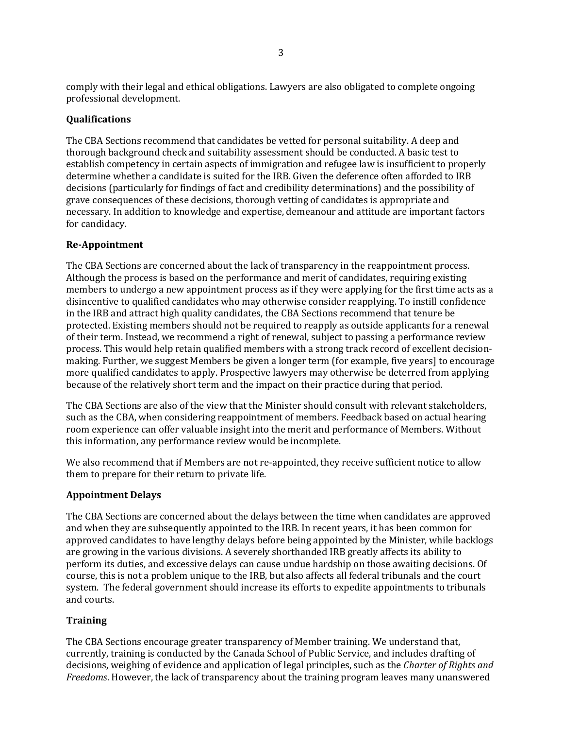comply with their legal and ethical obligations. Lawyers are also obligated to complete ongoing professional development.

**Qualifications**

The CBA Sections recommend that candidates be vetted for personal suitability. A deep and thorough background check and suitability assessment should be conducted. A basic test to establish competency in certain aspects of immigration and refugee law is insufficient to properly determine whether a candidate is suited for the IRB. Given the deference often afforded to IRB decisions (particularly for findings of fact and credibility determinations) and the possibility of grave consequences of these decisions, thorough vetting of candidates is appropriate and necessary. In addition to knowledge and expertise, demeanour and attitude are important factors for candidacy.

**Re-Appointment**

The CBA Sections are concerned about the lack of transparency in the reappointment process. Although the process is based on the performance and merit of candidates, requiring existing members to undergo a new appointment process as if they were applying for the first time acts as a disincentive to qualified candidates who may otherwise consider reapplying. To instill confidence in the IRB and attract high quality candidates, the CBA Sections recommend that tenure be protected. Existing members should not be required to reapply as outside applicants for a renewal of their term. Instead, we recommend a right of renewal, subject to passing a performance review process. This would help retain qualified members with a strong track record of excellent decision-making. Further, we suggest Members be given a longer term (for example, five years] to encourage more qualified candidates to apply. Prospective lawyers may otherwise be deterred from applying because of the relatively short term and the impact on their practice during that period.

The CBA Sections are also of the view that the Minister should consult with relevant stakeholders, such as the CBA, when considering reappointment of members. Feedback based on actual hearing room experience can offer valuable insight into the merit and performance of Members. Without this information, any performance review would be incomplete.

We also recommend that if Members are not re-appointed, they receive sufficient notice to allow them to prepare for their return to private life.

**Appointment Delays**

The CBA Sections are concerned about the delays between the time when candidates are approved and when they are subsequently appointed to the IRB. In recent years, it has been common for approved candidates to have lengthy delays before being appointed by the Minister, while backlogs are growing in the various divisions. A severely shorthanded IRB greatly affects its ability to perform its duties, and excessive delays can cause undue hardship on those awaiting decisions. Of course, this is not a problem unique to the IRB, but also affects all federal tribunals and the court system. The federal government should increase its efforts to expedite appointments to tribunals and courts.

**Training**

The CBA Sections encourage greater transparency of Member training. We understand that, currently, training is conducted by the Canada School of Public Service, and includes drafting of decisions, weighing of evidence and application of legal principles, such as the *Charter of Rights and Freedoms*. However, the lack of transparency about the training program leaves many unanswered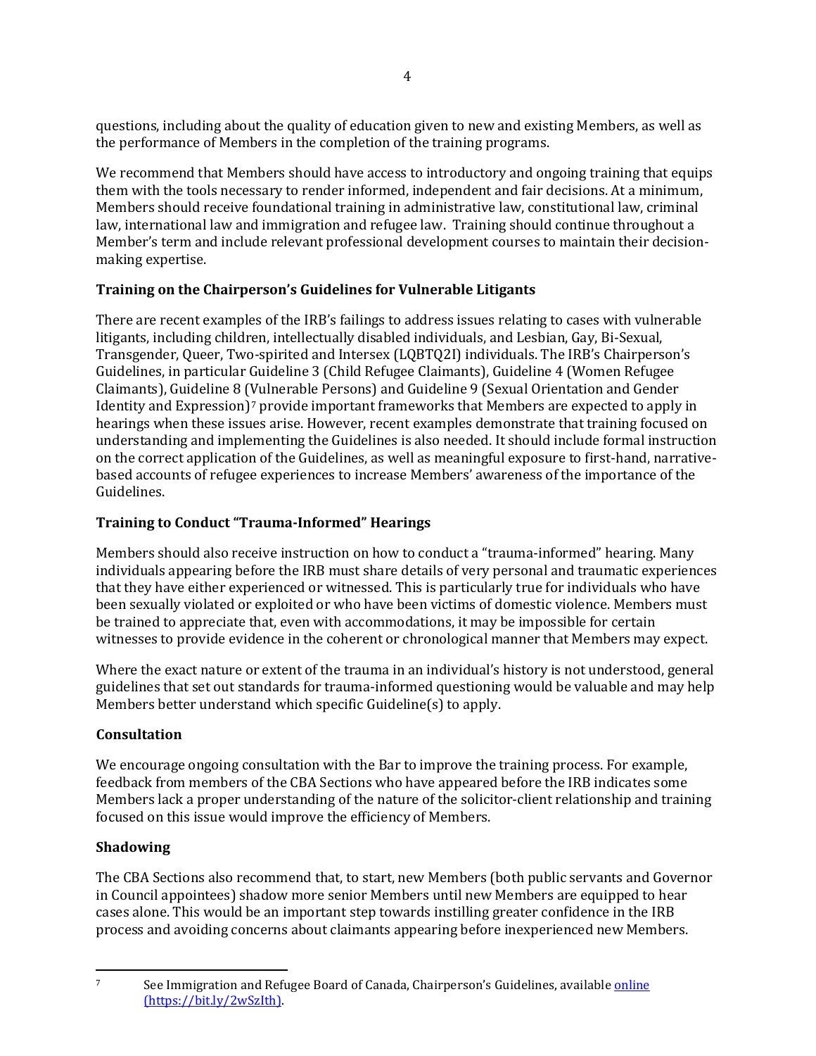questions, including about the quality of education given to new and existing Members, as well as the performance of Members in the completion of the training programs.

We recommend that Members should have access to introductory and ongoing training that equips them with the tools necessary to render informed, independent and fair decisions. At a minimum, Members should receive foundational training in administrative law, constitutional law, criminal law, international law and immigration and refugee law. Training should continue throughout a Member's term and include relevant professional development courses to maintain their decision-making expertise.

### Training on the Chairperson's Guidelines for Vulnerable Litigants

There are recent examples of the IRB's failings to address issues relating to cases with vulnerable litigants, including children, intellectually disabled individuals, and Lesbian, Gay, Bi-Sexual, Transgender, Queer, Two-spirited and Intersex (LQBTQ2I) individuals. The IRB's Chairperson's Guidelines, in particular Guideline 3 (Child Refugee Claimants), Guideline 4 (Women Refugee Claimants), Guideline 8 (Vulnerable Persons) and Guideline 9 (Sexual Orientation and Gender Identity and Expression)[7] provide important frameworks that Members are expected to apply in hearings when these issues arise. However, recent examples demonstrate that training focused on understanding and implementing the Guidelines is also needed. It should include formal instruction on the correct application of the Guidelines, as well as meaningful exposure to first-hand, narrative-based accounts of refugee experiences to increase Members' awareness of the importance of the Guidelines.

### Training to Conduct "Trauma-Informed" Hearings

Members should also receive instruction on how to conduct a "trauma-informed" hearing. Many individuals appearing before the IRB must share details of very personal and traumatic experiences that they have either experienced or witnessed. This is particularly true for individuals who have been sexually violated or exploited or who have been victims of domestic violence. Members must be trained to appreciate that, even with accommodations, it may be impossible for certain witnesses to provide evidence in the coherent or chronological manner that Members may expect.

Where the exact nature or extent of the trauma in an individual's history is not understood, general guidelines that set out standards for trauma-informed questioning would be valuable and may help Members better understand which specific Guideline(s) to apply.

### Consultation

We encourage ongoing consultation with the Bar to improve the training process. For example, feedback from members of the CBA Sections who have appeared before the IRB indicates some Members lack a proper understanding of the nature of the solicitor-client relationship and training focused on this issue would improve the efficiency of Members.

### Shadowing

The CBA Sections also recommend that, to start, new Members (both public servants and Governor in Council appointees) shadow more senior Members until new Members are equipped to hear cases alone. This would be an important step towards instilling greater confidence in the IRB process and avoiding concerns about claimants appearing before inexperienced new Members.

---

[7] See Immigration and Refugee Board of Canada, Chairperson's Guidelines, available [online (https://bit.ly/2wSzIth)](https://bit.ly/2wSzIth).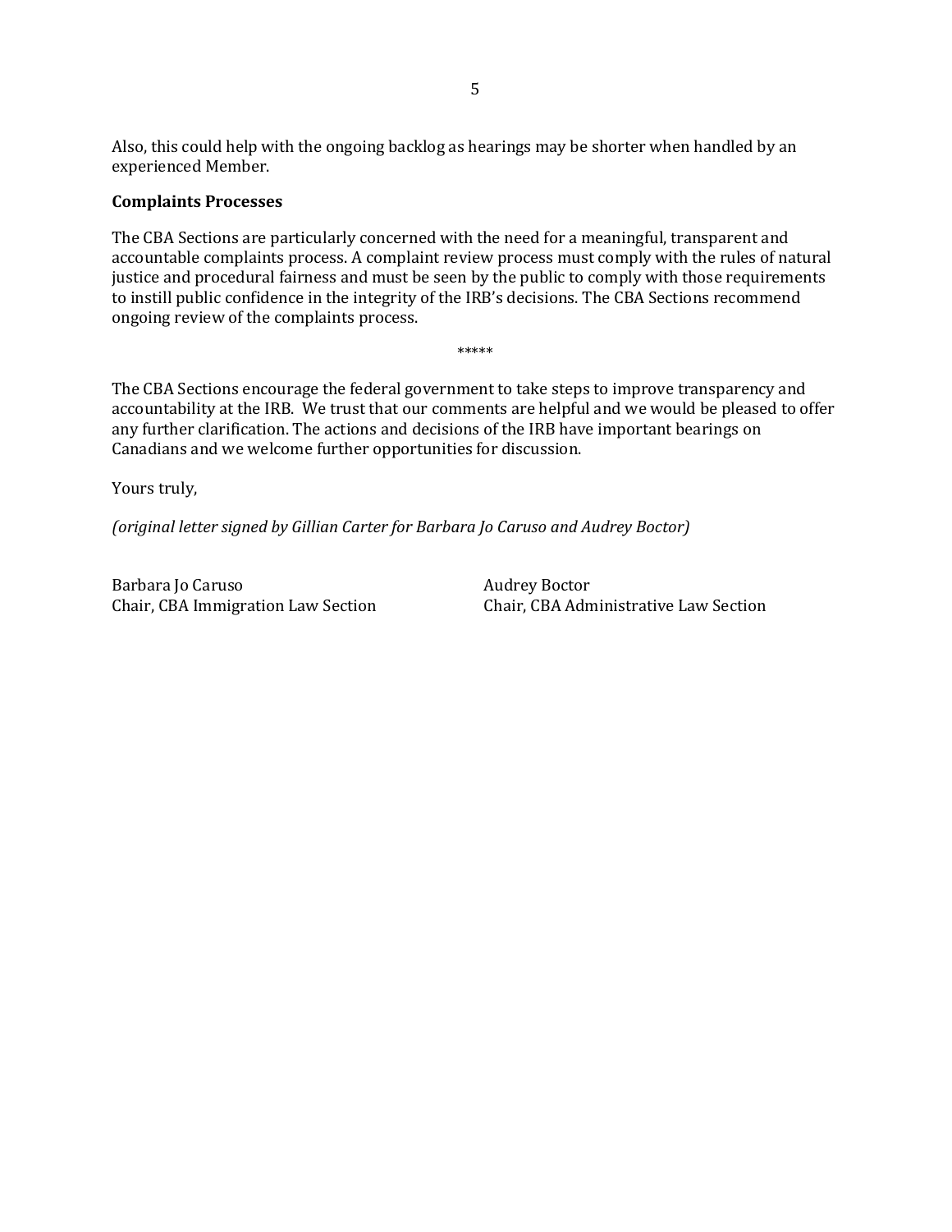Also, this could help with the ongoing backlog as hearings may be shorter when handled by an experienced Member.

**Complaints Processes**

The CBA Sections are particularly concerned with the need for a meaningful, transparent and accountable complaints process. A complaint review process must comply with the rules of natural justice and procedural fairness and must be seen by the public to comply with those requirements to instill public confidence in the integrity of the IRB's decisions. The CBA Sections recommend ongoing review of the complaints process.

*****

The CBA Sections encourage the federal government to take steps to improve transparency and accountability at the IRB. We trust that our comments are helpful and we would be pleased to offer any further clarification. The actions and decisions of the IRB have important bearings on Canadians and we welcome further opportunities for discussion.

Yours truly,

*(original letter signed by Gillian Carter for Barbara Jo Caruso and Audrey Boctor)*

Barbara Jo Caruso
Chair, CBA Immigration Law Section

Audrey Boctor
Chair, CBA Administrative Law Section